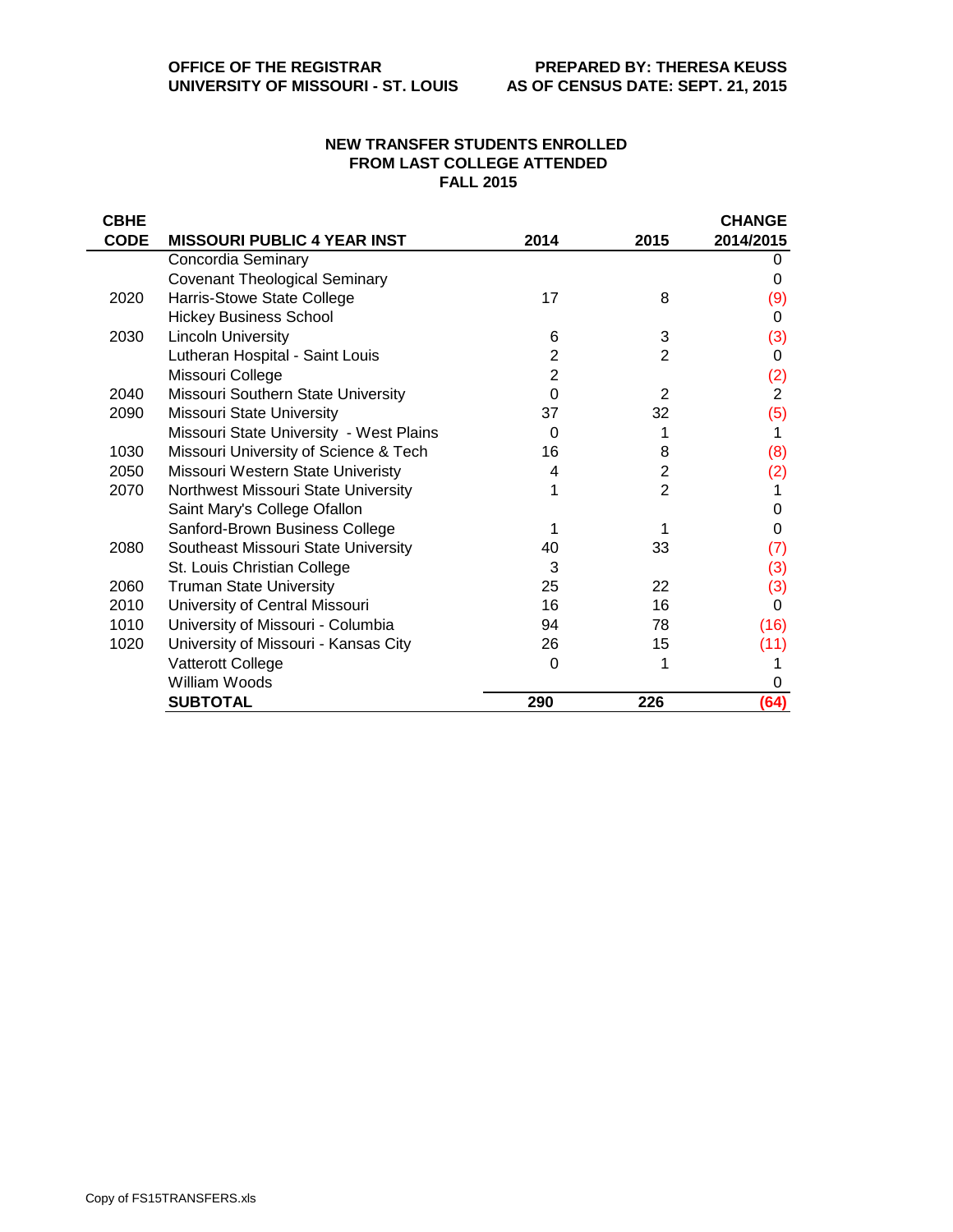**OFFICE OF THE REGISTRAR**
**UNIVERSITY OF MISSOURI - ST. LOUIS**

**PREPARED BY: THERESA KEUSS**
**AS OF CENSUS DATE: SEPT. 21, 2015**

## NEW TRANSFER STUDENTS ENROLLED FROM LAST COLLEGE ATTENDED FALL 2015

| CBHE CODE | MISSOURI PUBLIC 4 YEAR INST | 2014 | 2015 | CHANGE 2014/2015 |
|---|---|---|---|---|
| | Concordia Seminary | | | 0 |
| | Covenant Theological Seminary | | | 0 |
| 2020 | Harris-Stowe State College | 17 | 8 | (9) |
| | Hickey Business School | | | 0 |
| 2030 | Lincoln University | 6 | 3 | (3) |
| | Lutheran Hospital - Saint Louis | 2 | 2 | 0 |
| | Missouri College | 2 | | (2) |
| 2040 | Missouri Southern State University | 0 | 2 | 2 |
| 2090 | Missouri State University | 37 | 32 | (5) |
| | Missouri State University - West Plains | 0 | 1 | 1 |
| 1030 | Missouri University of Science & Tech | 16 | 8 | (8) |
| 2050 | Missouri Western State Univeristy | 4 | 2 | (2) |
| 2070 | Northwest Missouri State University | 1 | 2 | 1 |
| | Saint Mary's College Ofallon | | | 0 |
| | Sanford-Brown Business College | 1 | 1 | 0 |
| 2080 | Southeast Missouri State University | 40 | 33 | (7) |
| | St. Louis Christian College | 3 | | (3) |
| 2060 | Truman State University | 25 | 22 | (3) |
| 2010 | University of Central Missouri | 16 | 16 | 0 |
| 1010 | University of Missouri - Columbia | 94 | 78 | (16) |
| 1020 | University of Missouri - Kansas City | 26 | 15 | (11) |
| | Vatterott College | 0 | 1 | 1 |
| | William Woods | | | 0 |
| | **SUBTOTAL** | **290** | **226** | **(64)** |

Copy of FS15TRANSFERS.xls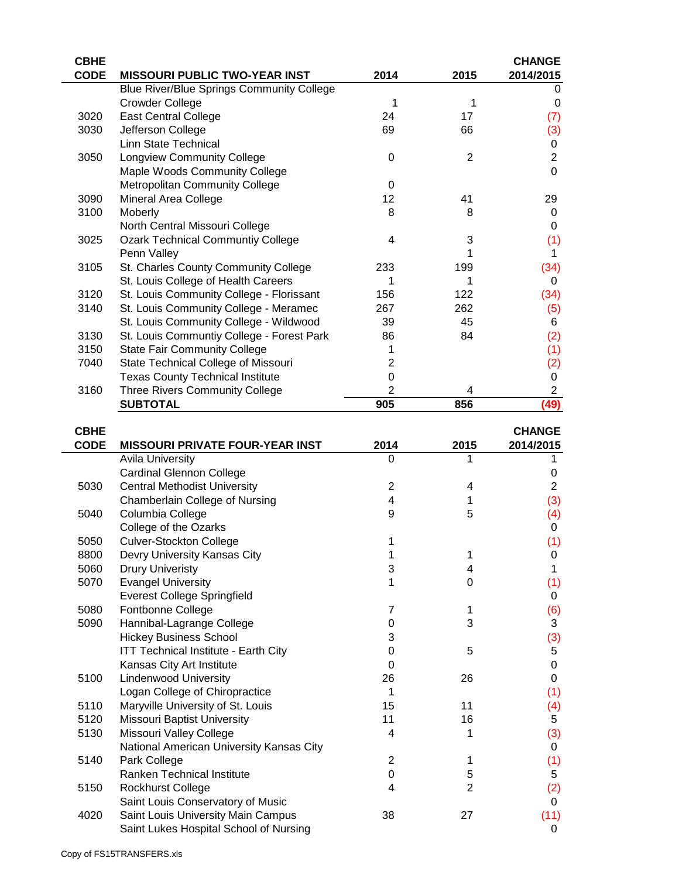| CBHE CODE | MISSOURI PUBLIC TWO-YEAR INST | 2014 | 2015 | CHANGE 2014/2015 |
|---|---|---|---|---|
| | Blue River/Blue Springs Community College | | | 0 |
| | Crowder College | 1 | 1 | 0 |
| 3020 | East Central College | 24 | 17 | (7) |
| 3030 | Jefferson College | 69 | 66 | (3) |
| | Linn State Technical | | | 0 |
| 3050 | Longview Community College | 0 | 2 | 2 |
| | Maple Woods Community College | | | 0 |
| | Metropolitan Community College | 0 | | |
| 3090 | Mineral Area College | 12 | 41 | 29 |
| 3100 | Moberly | 8 | 8 | 0 |
| | North Central Missouri College | | | 0 |
| 3025 | Ozark Technical Communtiy College | 4 | 3 | (1) |
| | Penn Valley | | 1 | 1 |
| 3105 | St. Charles County Community College | 233 | 199 | (34) |
| | St. Louis College of Health Careers | 1 | 1 | 0 |
| 3120 | St. Louis Community College - Florissant | 156 | 122 | (34) |
| 3140 | St. Louis Community College - Meramec | 267 | 262 | (5) |
| | St. Louis Community College - Wildwood | 39 | 45 | 6 |
| 3130 | St. Louis Communtiy College - Forest Park | 86 | 84 | (2) |
| 3150 | State Fair Community College | 1 | | (1) |
| 7040 | State Technical College of Missouri | 2 | | (2) |
| | Texas County Technical Institute | 0 | | 0 |
| 3160 | Three Rivers Community College | 2 | 4 | 2 |
| | **SUBTOTAL** | **905** | **856** | **(49)** |

| CBHE CODE | MISSOURI PRIVATE FOUR-YEAR INST | 2014 | 2015 | CHANGE 2014/2015 |
|---|---|---|---|---|
| | Avila University | 0 | 1 | 1 |
| | Cardinal Glennon College | | | 0 |
| 5030 | Central Methodist University | 2 | 4 | 2 |
| | Chamberlain College of Nursing | 4 | 1 | (3) |
| 5040 | Columbia College | 9 | 5 | (4) |
| | College of the Ozarks | | | 0 |
| 5050 | Culver-Stockton College | 1 | | (1) |
| 8800 | Devry University Kansas City | 1 | 1 | 0 |
| 5060 | Drury Univeristy | 3 | 4 | 1 |
| 5070 | Evangel University | 1 | 0 | (1) |
| | Everest College Springfield | | | 0 |
| 5080 | Fontbonne College | 7 | 1 | (6) |
| 5090 | Hannibal-Lagrange College | 0 | 3 | 3 |
| | Hickey Business School | 3 | | (3) |
| | ITT Technical Institute - Earth City | 0 | 5 | 5 |
| | Kansas City Art Institute | 0 | | 0 |
| 5100 | Lindenwood University | 26 | 26 | 0 |
| | Logan College of Chiropractice | 1 | | (1) |
| 5110 | Maryville University of St. Louis | 15 | 11 | (4) |
| 5120 | Missouri Baptist University | 11 | 16 | 5 |
| 5130 | Missouri Valley College | 4 | 1 | (3) |
| | National American University Kansas City | | | 0 |
| 5140 | Park College | 2 | 1 | (1) |
| | Ranken Technical Institute | 0 | 5 | 5 |
| 5150 | Rockhurst College | 4 | 2 | (2) |
| | Saint Louis Conservatory of Music | | | 0 |
| 4020 | Saint Louis University Main Campus | 38 | 27 | (11) |
| | Saint Lukes Hospital School of Nursing | | | 0 |

Copy of FS15TRANSFERS.xls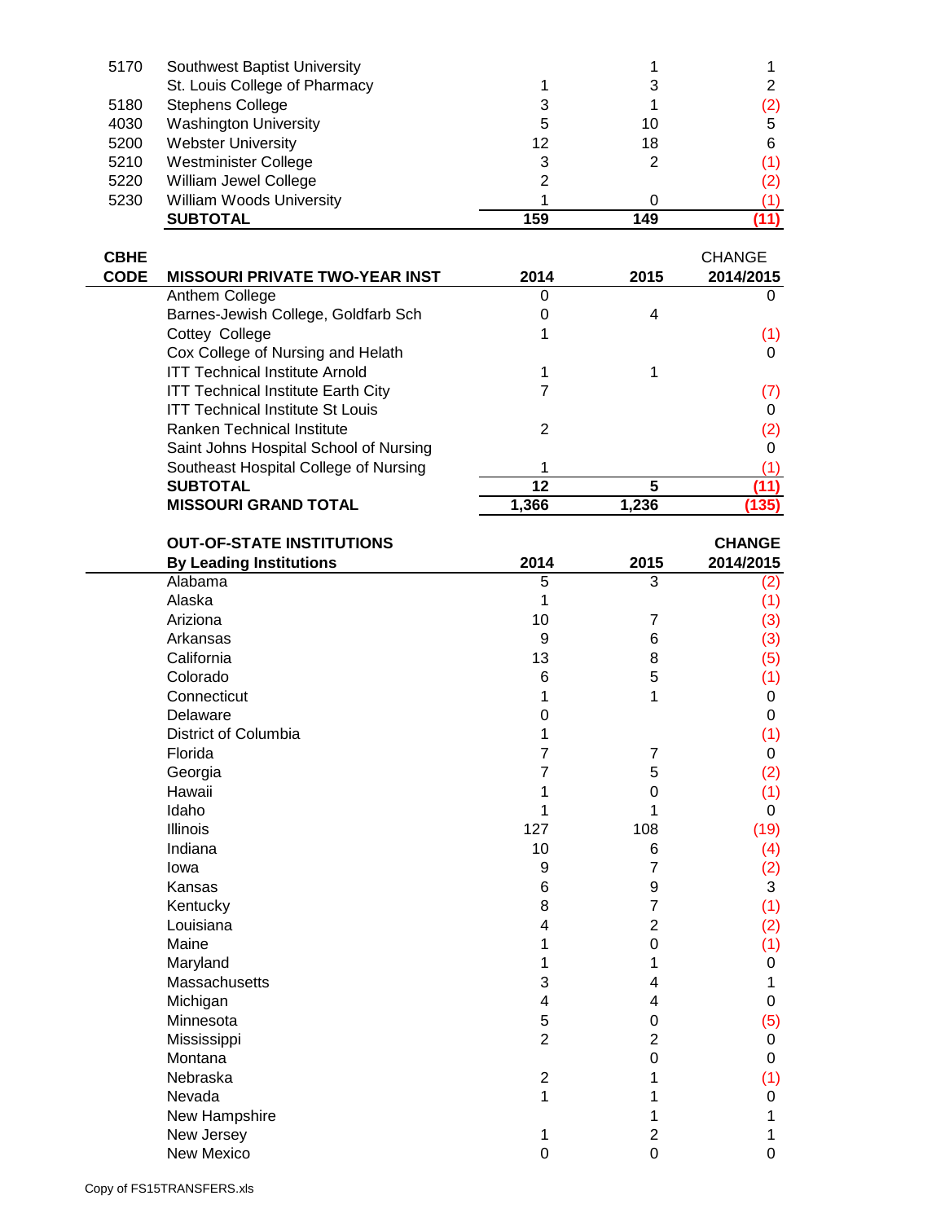| | | | | |
|---|---|---|---|---|
| 5170 | Southwest Baptist University | | 1 | 1 |
| | St. Louis College of Pharmacy | 1 | 3 | 2 |
| 5180 | Stephens College | 3 | 1 | (2) |
| 4030 | Washington University | 5 | 10 | 5 |
| 5200 | Webster University | 12 | 18 | 6 |
| 5210 | Westminister College | 3 | 2 | (1) |
| 5220 | William Jewel College | 2 | | (2) |
| 5230 | William Woods University | 1 | 0 | (1) |
| | **SUBTOTAL** | **159** | **149** | **(11)** |

| **CBHE CODE** | **MISSOURI PRIVATE TWO-YEAR INST** | **2014** | **2015** | CHANGE **2014/2015** |
|---|---|---|---|---|
| | Anthem College | 0 | | 0 |
| | Barnes-Jewish College, Goldfarb Sch | 0 | 4 | |
| | Cottey College | 1 | | (1) |
| | Cox College of Nursing and Helath | | | 0 |
| | ITT Technical Institute Arnold | 1 | 1 | |
| | ITT Technical Institute Earth City | 7 | | (7) |
| | ITT Technical Institute St Louis | | | 0 |
| | Ranken Technical Institute | 2 | | (2) |
| | Saint Johns Hospital School of Nursing | | | 0 |
| | Southeast Hospital College of Nursing | 1 | | (1) |
| | **SUBTOTAL** | **12** | **5** | **(11)** |
| | **MISSOURI GRAND TOTAL** | **1,366** | **1,236** | **(135)** |

| **OUT-OF-STATE INSTITUTIONS By Leading Institutions** | **2014** | **2015** | **CHANGE 2014/2015** |
|---|---|---|---|
| Alabama | 5 | 3 | (2) |
| Alaska | 1 | | (1) |
| Ariziona | 10 | 7 | (3) |
| Arkansas | 9 | 6 | (3) |
| California | 13 | 8 | (5) |
| Colorado | 6 | 5 | (1) |
| Connecticut | 1 | 1 | 0 |
| Delaware | 0 | | 0 |
| District of Columbia | 1 | | (1) |
| Florida | 7 | 7 | 0 |
| Georgia | 7 | 5 | (2) |
| Hawaii | 1 | 0 | (1) |
| Idaho | 1 | 1 | 0 |
| Illinois | 127 | 108 | (19) |
| Indiana | 10 | 6 | (4) |
| Iowa | 9 | 7 | (2) |
| Kansas | 6 | 9 | 3 |
| Kentucky | 8 | 7 | (1) |
| Louisiana | 4 | 2 | (2) |
| Maine | 1 | 0 | (1) |
| Maryland | 1 | 1 | 0 |
| Massachusetts | 3 | 4 | 1 |
| Michigan | 4 | 4 | 0 |
| Minnesota | 5 | 0 | (5) |
| Mississippi | 2 | 2 | 0 |
| Montana | | 0 | 0 |
| Nebraska | 2 | 1 | (1) |
| Nevada | 1 | 1 | 0 |
| New Hampshire | | 1 | 1 |
| New Jersey | 1 | 2 | 1 |
| New Mexico | 0 | 0 | 0 |

Copy of FS15TRANSFERS.xls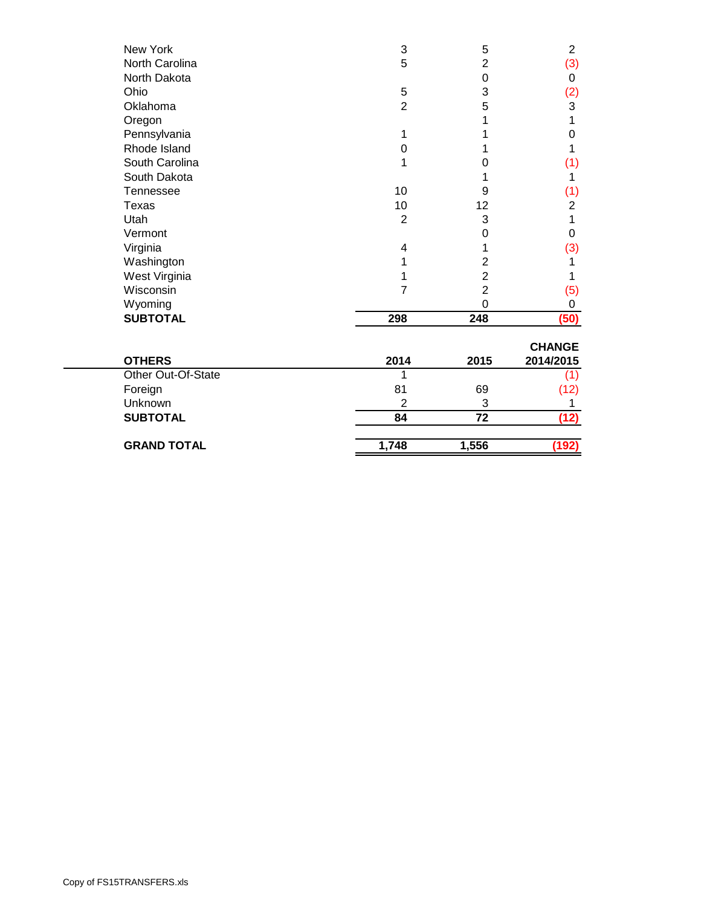| | | | |
|---|---|---|---|
| New York | 3 | 5 | 2 |
| North Carolina | 5 | 2 | (3) |
| North Dakota | | 0 | 0 |
| Ohio | 5 | 3 | (2) |
| Oklahoma | 2 | 5 | 3 |
| Oregon | | 1 | 1 |
| Pennsylvania | 1 | 1 | 0 |
| Rhode Island | 0 | 1 | 1 |
| South Carolina | 1 | 0 | (1) |
| South Dakota | | 1 | 1 |
| Tennessee | 10 | 9 | (1) |
| Texas | 10 | 12 | 2 |
| Utah | 2 | 3 | 1 |
| Vermont | | 0 | 0 |
| Virginia | 4 | 1 | (3) |
| Washington | 1 | 2 | 1 |
| West Virginia | 1 | 2 | 1 |
| Wisconsin | 7 | 2 | (5) |
| Wyoming | | 0 | 0 |
| **SUBTOTAL** | **298** | **248** | **(50)** |

| **OTHERS** | **2014** | **2015** | **CHANGE 2014/2015** |
|---|---|---|---|
| Other Out-Of-State | 1 | | (1) |
| Foreign | 81 | 69 | (12) |
| Unknown | 2 | 3 | 1 |
| **SUBTOTAL** | **84** | **72** | **(12)** |
| | | | |
| **GRAND TOTAL** | **1,748** | **1,556** | **(192)** |

Copy of FS15TRANSFERS.xls